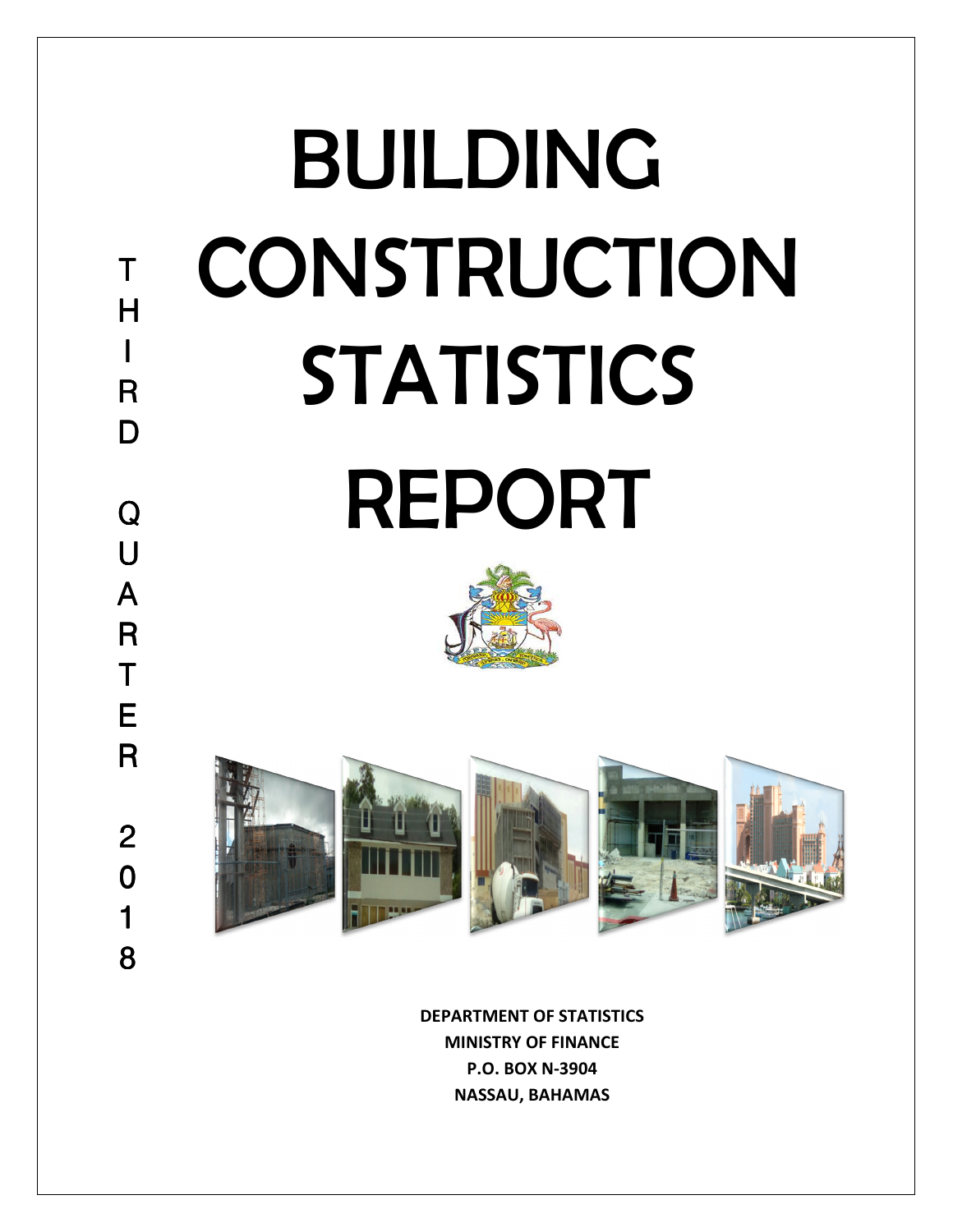THIRD QUARTER 2018

# BUILDING CONSTRUCTION STATISTICS REPORT

**DEPARTMENT OF STATISTICS**
**MINISTRY OF FINANCE**
**P.O. BOX N-3904**
**NASSAU, BAHAMAS**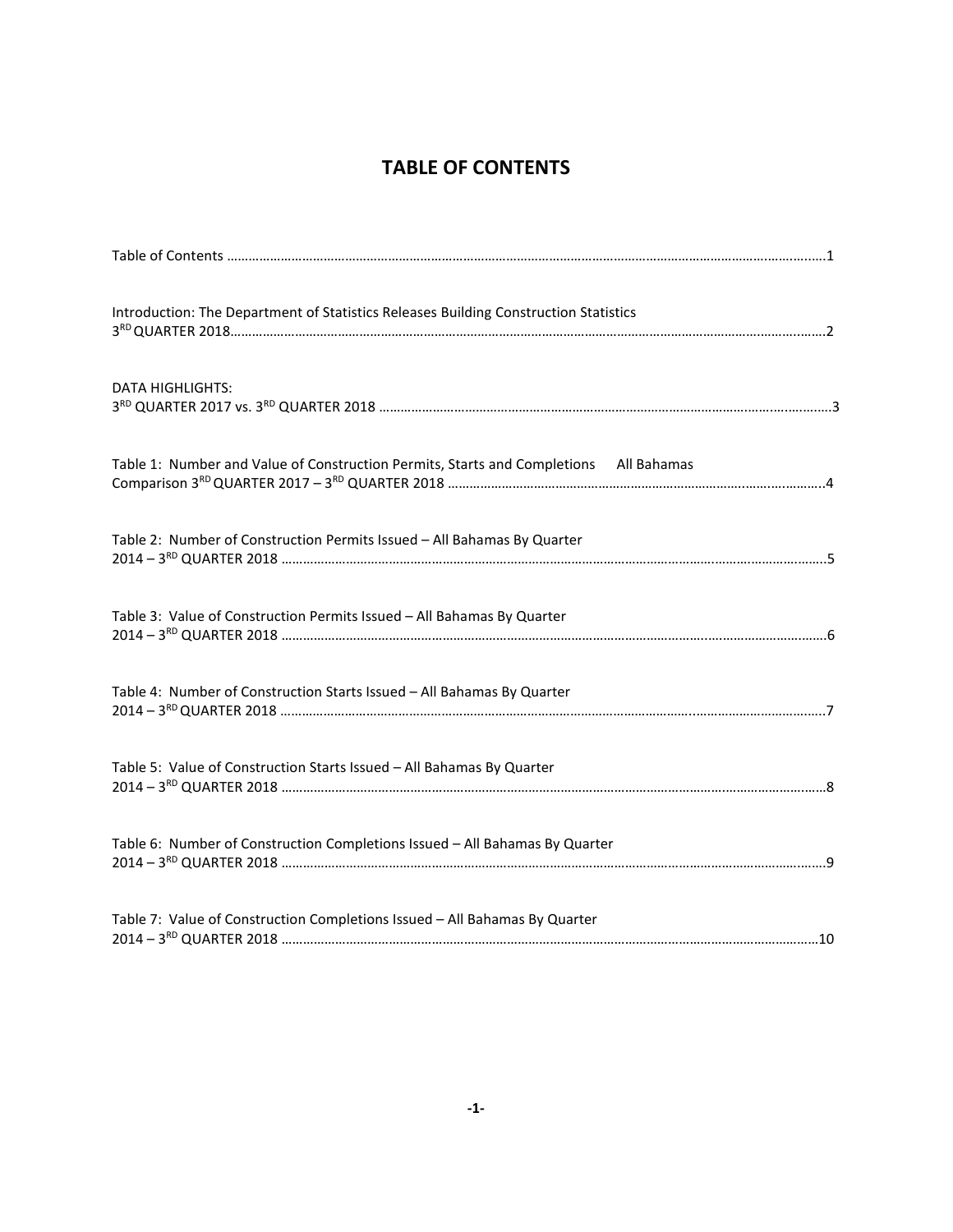# TABLE OF CONTENTS

Table of Contents ……………………………………………………………………………………………………………………………………………1

Introduction: The Department of Statistics Releases Building Construction Statistics
3RD QUARTER 2018……………………………………………………………………………………………………………………………………………2

DATA HIGHLIGHTS:
3RD QUARTER 2017 vs. 3RD QUARTER 2018 ……………………………………………………………………………………………………………3

Table 1: Number and Value of Construction Permits, Starts and Completions All Bahamas
Comparison 3RD QUARTER 2017 – 3RD QUARTER 2018 ………………………………………………………………………………………………4

Table 2: Number of Construction Permits Issued – All Bahamas By Quarter
2014 – 3RD QUARTER 2018 ……………………………………………………………………………………………………………………………………5

Table 3: Value of Construction Permits Issued – All Bahamas By Quarter
2014 – 3RD QUARTER 2018 ……………………………………………………………………………………………………………………………………6

Table 4: Number of Construction Starts Issued – All Bahamas By Quarter
2014 – 3RD QUARTER 2018 ……………………………………………………………………………………………………………………………………7

Table 5: Value of Construction Starts Issued – All Bahamas By Quarter
2014 – 3RD QUARTER 2018 ……………………………………………………………………………………………………………………………………8

Table 6: Number of Construction Completions Issued – All Bahamas By Quarter
2014 – 3RD QUARTER 2018 ……………………………………………………………………………………………………………………………………9

Table 7: Value of Construction Completions Issued – All Bahamas By Quarter
2014 – 3RD QUARTER 2018 ……………………………………………………………………………………………………………………………………10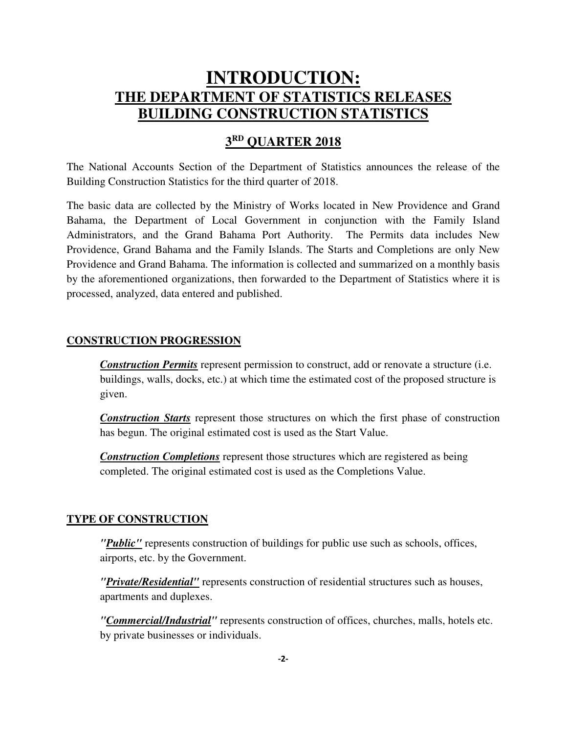# INTRODUCTION:

## THE DEPARTMENT OF STATISTICS RELEASES BUILDING CONSTRUCTION STATISTICS

## 3RD QUARTER 2018

The National Accounts Section of the Department of Statistics announces the release of the Building Construction Statistics for the third quarter of 2018.

The basic data are collected by the Ministry of Works located in New Providence and Grand Bahama, the Department of Local Government in conjunction with the Family Island Administrators, and the Grand Bahama Port Authority. The Permits data includes New Providence, Grand Bahama and the Family Islands. The Starts and Completions are only New Providence and Grand Bahama. The information is collected and summarized on a monthly basis by the aforementioned organizations, then forwarded to the Department of Statistics where it is processed, analyzed, data entered and published.

### CONSTRUCTION PROGRESSION

***Construction Permits*** represent permission to construct, add or renovate a structure (i.e. buildings, walls, docks, etc.) at which time the estimated cost of the proposed structure is given.

***Construction Starts*** represent those structures on which the first phase of construction has begun. The original estimated cost is used as the Start Value.

***Construction Completions*** represent those structures which are registered as being completed. The original estimated cost is used as the Completions Value.

### TYPE OF CONSTRUCTION

***"Public"*** represents construction of buildings for public use such as schools, offices, airports, etc. by the Government.

***"Private/Residential"*** represents construction of residential structures such as houses, apartments and duplexes.

***"Commercial/Industrial"*** represents construction of offices, churches, malls, hotels etc. by private businesses or individuals.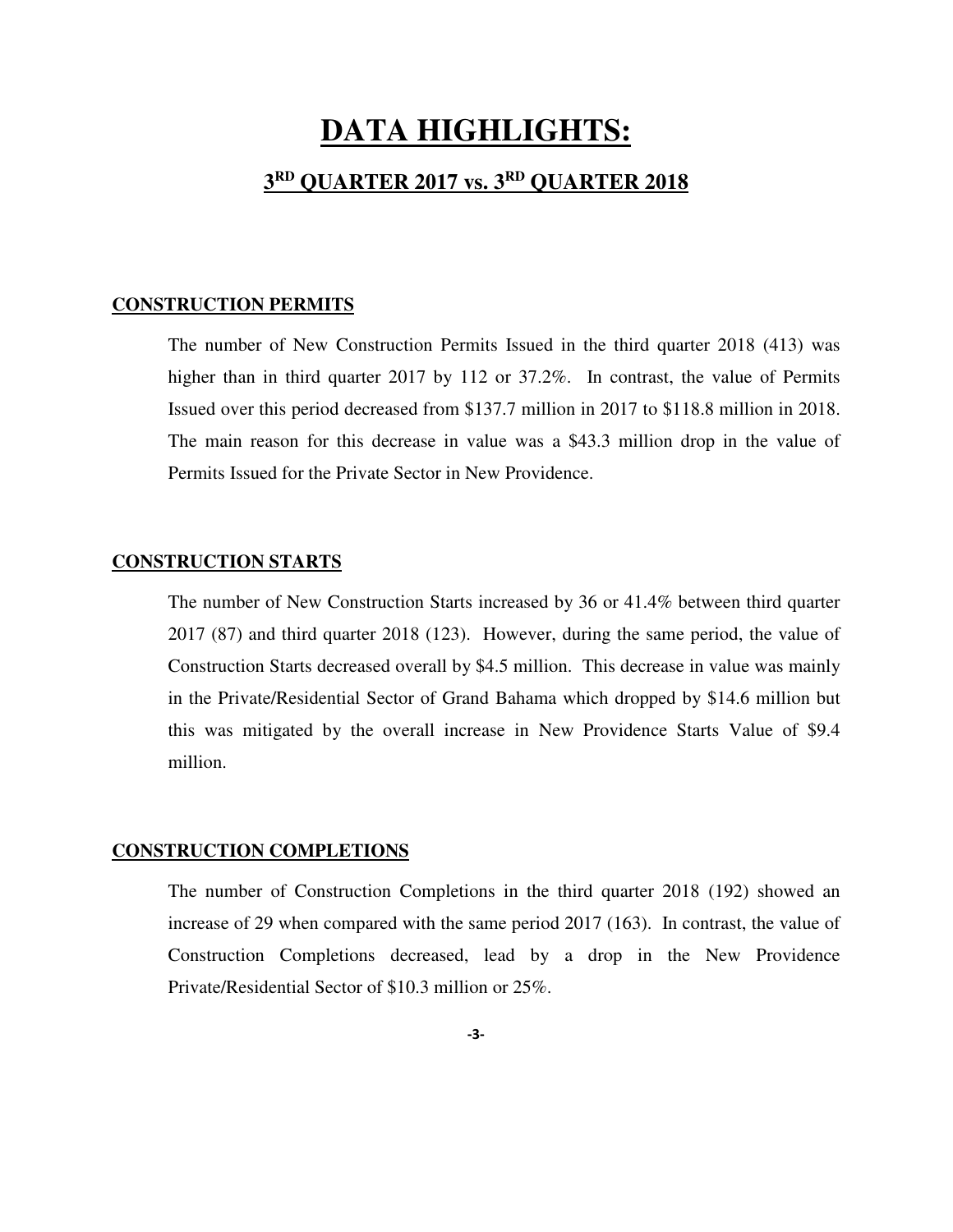# DATA HIGHLIGHTS:

## 3RD QUARTER 2017 vs. 3RD QUARTER 2018

### CONSTRUCTION PERMITS

The number of New Construction Permits Issued in the third quarter 2018 (413) was higher than in third quarter 2017 by 112 or 37.2%. In contrast, the value of Permits Issued over this period decreased from $137.7 million in 2017 to $118.8 million in 2018. The main reason for this decrease in value was a $43.3 million drop in the value of Permits Issued for the Private Sector in New Providence.

### CONSTRUCTION STARTS

The number of New Construction Starts increased by 36 or 41.4% between third quarter 2017 (87) and third quarter 2018 (123). However, during the same period, the value of Construction Starts decreased overall by $4.5 million. This decrease in value was mainly in the Private/Residential Sector of Grand Bahama which dropped by $14.6 million but this was mitigated by the overall increase in New Providence Starts Value of $9.4 million.

### CONSTRUCTION COMPLETIONS

The number of Construction Completions in the third quarter 2018 (192) showed an increase of 29 when compared with the same period 2017 (163). In contrast, the value of Construction Completions decreased, lead by a drop in the New Providence Private/Residential Sector of $10.3 million or 25%.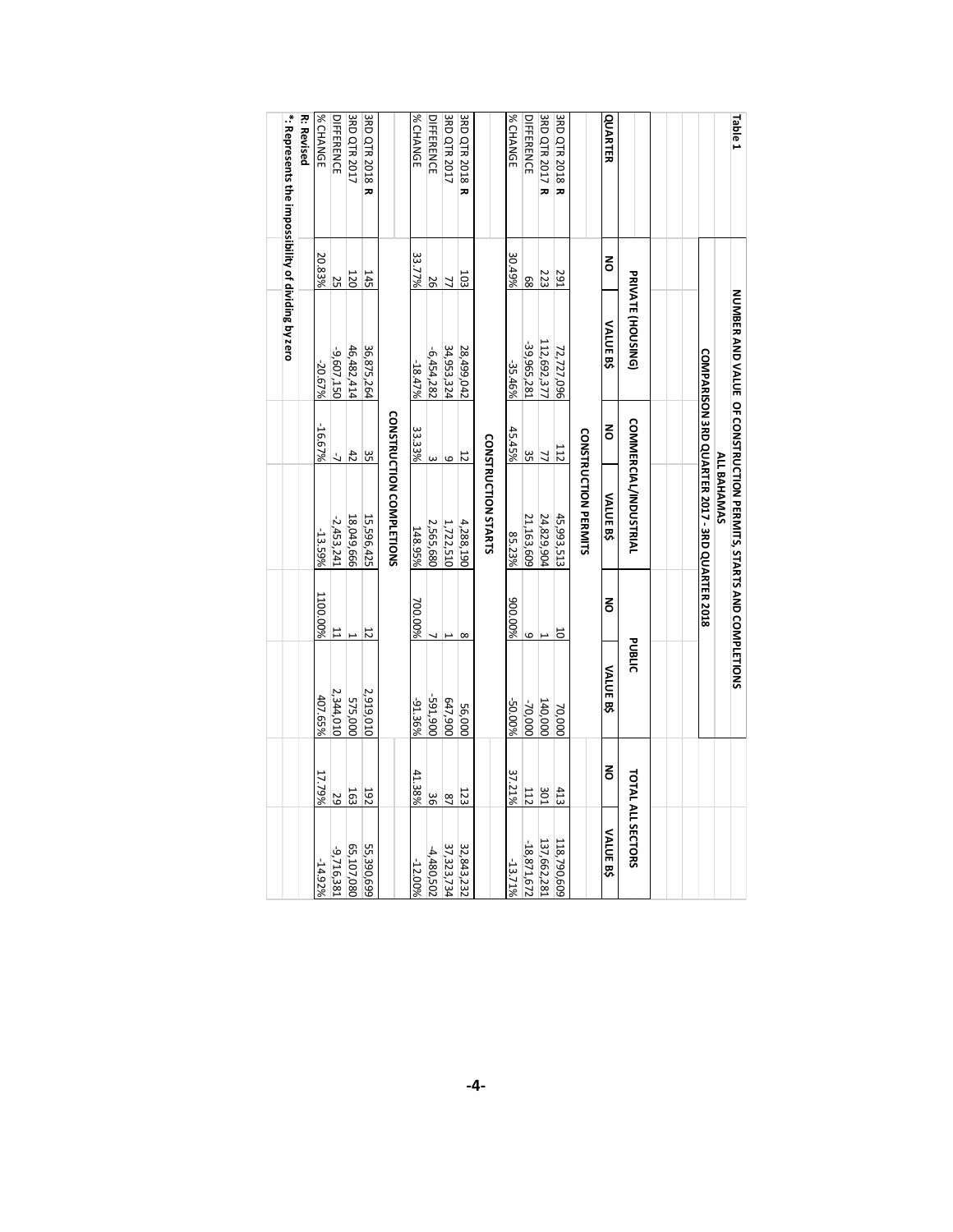**Table 1**

## NUMBER AND VALUE OF CONSTRUCTION PERMITS, STARTS AND COMPLETIONS

### ALL BAHAMAS

### COMPARISON 3RD QUARTER 2017 - 3RD QUARTER 2018

| QUARTER | PRIVATE (HOUSING) | | COMMERCIAL/INDUSTRIAL | | PUBLIC | | TOTAL ALL SECTORS | |
|---|---|---|---|---|---|---|---|---|
| | NO | VALUE B$ | NO | VALUE B$ | NO | VALUE B$ | NO | VALUE B$ |
| | | | **CONSTRUCTION PERMITS** | | | | | |
| 3RD QTR 2018 **R** | 291 | 72,727,096 | 112 | 45,993,513 | 10 | 70,000 | 413 | 118,790,609 |
| 3RD QTR 2017 **R** | 223 | 112,692,377 | 77 | 24,829,904 | 1 | 140,000 | 301 | 137,662,281 |
| DIFFERENCE | 68 | -39,965,281 | 35 | 21,163,609 | 9 | -70,000 | 112 | -18,871,672 |
| % CHANGE | 30.49% | -35.46% | 45.45% | 85.23% | 900.00% | -50.00% | 37.21% | -13.71% |
| | | | **CONSTRUCTION STARTS** | | | | | |
| 3RD QTR 2018 **R** | 103 | 28,499,042 | 12 | 4,288,190 | 8 | 56,000 | 123 | 32,843,232 |
| 3RD QTR 2017 | 77 | 34,953,324 | 9 | 1,722,510 | 1 | 647,900 | 87 | 37,323,734 |
| DIFFERENCE | 26 | -6,454,282 | 3 | 2,565,680 | 7 | -591,900 | 36 | -4,480,502 |
| % CHANGE | 33.77% | -18.47% | 33.33% | 148.95% | 700.00% | -91.36% | 41.38% | -12.00% |
| | | | **CONSTRUCTION COMPLETIONS** | | | | | |
| 3RD QTR 2018 **R** | 145 | 36,875,264 | 35 | 15,596,425 | 12 | 2,919,010 | 192 | 55,390,699 |
| 3RD QTR 2017 | 120 | 46,482,414 | 42 | 18,049,666 | 1 | 575,000 | 163 | 65,107,080 |
| DIFFERENCE | 25 | -9,607,150 | -7 | -2,453,241 | 11 | 2,344,010 | 29 | -9,716,381 |
| % CHANGE | 20.83% | -20.67% | -16.67% | -13.59% | 1100.00% | 407.65% | 17.79% | -14.92% |

**R: Revised**

***: Represents the impossibility of dividing by zero**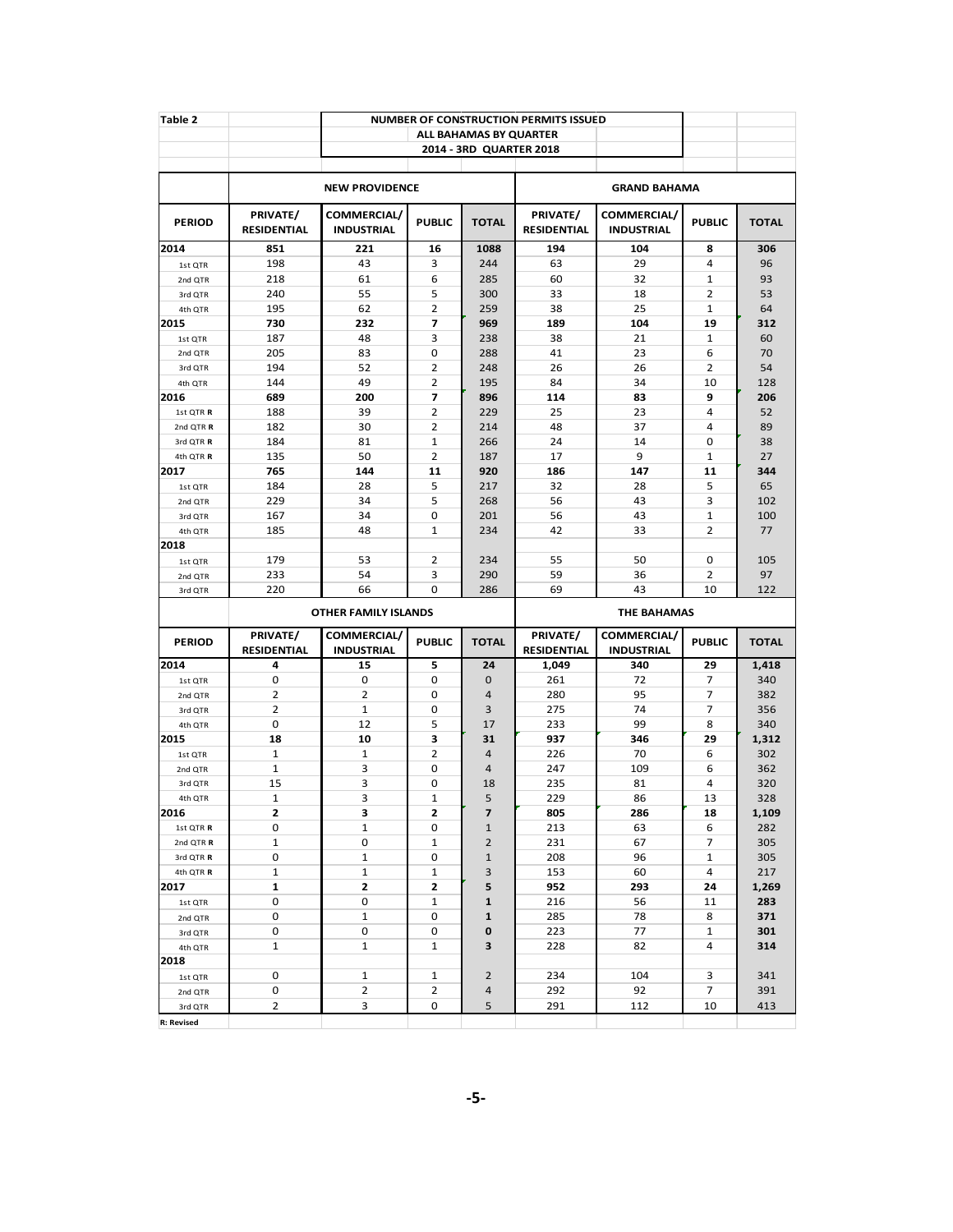**Table 2**

**NUMBER OF CONSTRUCTION PERMITS ISSUED**
**ALL BAHAMAS BY QUARTER**
**2014 - 3RD QUARTER 2018**

| | NEW PROVIDENCE | | | | GRAND BAHAMA | | | |
|---|---|---|---|---|---|---|---|---|
| **PERIOD** | **PRIVATE/ RESIDENTIAL** | **COMMERCIAL/ INDUSTRIAL** | **PUBLIC** | **TOTAL** | **PRIVATE/ RESIDENTIAL** | **COMMERCIAL/ INDUSTRIAL** | **PUBLIC** | **TOTAL** |
| **2014** | **851** | **221** | **16** | **1088** | **194** | **104** | **8** | **306** |
| 1st QTR | 198 | 43 | 3 | 244 | 63 | 29 | 4 | 96 |
| 2nd QTR | 218 | 61 | 6 | 285 | 60 | 32 | 1 | 93 |
| 3rd QTR | 240 | 55 | 5 | 300 | 33 | 18 | 2 | 53 |
| 4th QTR | 195 | 62 | 2 | 259 | 38 | 25 | 1 | 64 |
| **2015** | **730** | **232** | **7** | **969** | **189** | **104** | **19** | **312** |
| 1st QTR | 187 | 48 | 3 | 238 | 38 | 21 | 1 | 60 |
| 2nd QTR | 205 | 83 | 0 | 288 | 41 | 23 | 6 | 70 |
| 3rd QTR | 194 | 52 | 2 | 248 | 26 | 26 | 2 | 54 |
| 4th QTR | 144 | 49 | 2 | 195 | 84 | 34 | 10 | 128 |
| **2016** | **689** | **200** | **7** | **896** | **114** | **83** | **9** | **206** |
| 1st QTR **R** | 188 | 39 | 2 | 229 | 25 | 23 | 4 | 52 |
| 2nd QTR **R** | 182 | 30 | 2 | 214 | 48 | 37 | 4 | 89 |
| 3rd QTR **R** | 184 | 81 | 1 | 266 | 24 | 14 | 0 | 38 |
| 4th QTR **R** | 135 | 50 | 2 | 187 | 17 | 9 | 1 | 27 |
| **2017** | **765** | **144** | **11** | **920** | **186** | **147** | **11** | **344** |
| 1st QTR | 184 | 28 | 5 | 217 | 32 | 28 | 5 | 65 |
| 2nd QTR | 229 | 34 | 5 | 268 | 56 | 43 | 3 | 102 |
| 3rd QTR | 167 | 34 | 0 | 201 | 56 | 43 | 1 | 100 |
| 4th QTR | 185 | 48 | 1 | 234 | 42 | 33 | 2 | 77 |
| **2018** | | | | | | | | |
| 1st QTR | 179 | 53 | 2 | 234 | 55 | 50 | 0 | 105 |
| 2nd QTR | 233 | 54 | 3 | 290 | 59 | 36 | 2 | 97 |
| 3rd QTR | 220 | 66 | 0 | 286 | 69 | 43 | 10 | 122 |

| | OTHER FAMILY ISLANDS | | | | THE BAHAMAS | | | |
|---|---|---|---|---|---|---|---|---|
| **PERIOD** | **PRIVATE/ RESIDENTIAL** | **COMMERCIAL/ INDUSTRIAL** | **PUBLIC** | **TOTAL** | **PRIVATE/ RESIDENTIAL** | **COMMERCIAL/ INDUSTRIAL** | **PUBLIC** | **TOTAL** |
| **2014** | **4** | **15** | **5** | **24** | **1,049** | **340** | **29** | **1,418** |
| 1st QTR | 0 | 0 | 0 | 0 | 261 | 72 | 7 | 340 |
| 2nd QTR | 2 | 2 | 0 | 4 | 280 | 95 | 7 | 382 |
| 3rd QTR | 2 | 1 | 0 | 3 | 275 | 74 | 7 | 356 |
| 4th QTR | 0 | 12 | 5 | 17 | 233 | 99 | 8 | 340 |
| **2015** | **18** | **10** | **3** | **31** | **937** | **346** | **29** | **1,312** |
| 1st QTR | 1 | 1 | 2 | 4 | 226 | 70 | 6 | 302 |
| 2nd QTR | 1 | 3 | 0 | 4 | 247 | 109 | 6 | 362 |
| 3rd QTR | 15 | 3 | 0 | 18 | 235 | 81 | 4 | 320 |
| 4th QTR | 1 | 3 | 1 | 5 | 229 | 86 | 13 | 328 |
| **2016** | **2** | **3** | **2** | **7** | **805** | **286** | **18** | **1,109** |
| 1st QTR **R** | 0 | 1 | 0 | 1 | 213 | 63 | 6 | 282 |
| 2nd QTR **R** | 1 | 0 | 1 | 2 | 231 | 67 | 7 | 305 |
| 3rd QTR **R** | 0 | 1 | 0 | 1 | 208 | 96 | 1 | 305 |
| 4th QTR **R** | 1 | 1 | 1 | 3 | 153 | 60 | 4 | 217 |
| **2017** | **1** | **2** | **2** | **5** | **952** | **293** | **24** | **1,269** |
| 1st QTR | 0 | 0 | 1 | **1** | 216 | 56 | 11 | **283** |
| 2nd QTR | 0 | 1 | 0 | **1** | 285 | 78 | 8 | **371** |
| 3rd QTR | 0 | 0 | 0 | **0** | 223 | 77 | 1 | **301** |
| 4th QTR | 1 | 1 | 1 | **3** | 228 | 82 | 4 | **314** |
| **2018** | | | | | | | | |
| 1st QTR | 0 | 1 | 1 | 2 | 234 | 104 | 3 | 341 |
| 2nd QTR | 0 | 2 | 2 | 4 | 292 | 92 | 7 | 391 |
| 3rd QTR | 2 | 3 | 0 | 5 | 291 | 112 | 10 | 413 |

**R: Revised**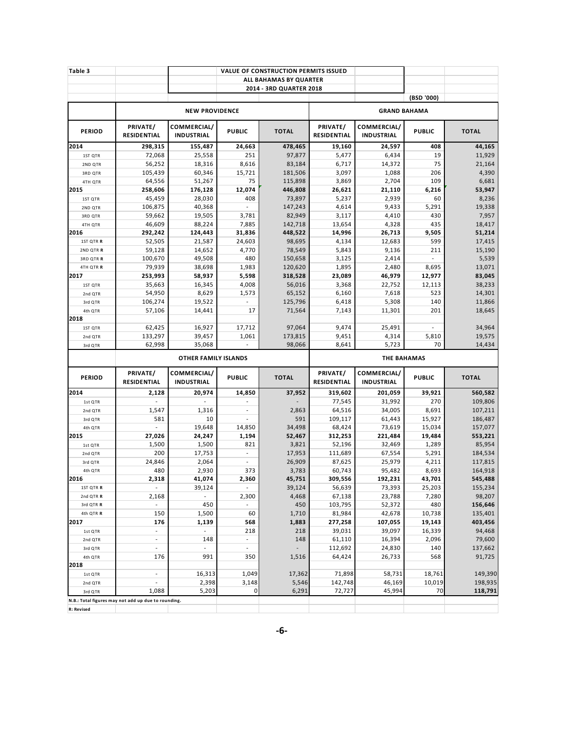**Table 3**

**VALUE OF CONSTRUCTION PERMITS ISSUED**
**ALL BAHAMAS BY QUARTER**
**2014 - 3RD QUARTER 2018**

(BSD '000)

| PERIOD | NEW PROVIDENCE | | | | GRAND BAHAMA | | | |
|---|---|---|---|---|---|---|---|---|
| | PRIVATE/ RESIDENTIAL | COMMERCIAL/ INDUSTRIAL | PUBLIC | TOTAL | PRIVATE/ RESIDENTIAL | COMMERCIAL/ INDUSTRIAL | PUBLIC | TOTAL |
| **2014** | **298,315** | **155,487** | **24,663** | **478,465** | **19,160** | **24,597** | **408** | **44,165** |
| 1ST QTR | 72,068 | 25,558 | 251 | 97,877 | 5,477 | 6,434 | 19 | 11,929 |
| 2ND QTR | 56,252 | 18,316 | 8,616 | 83,184 | 6,717 | 14,372 | 75 | 21,164 |
| 3RD QTR | 105,439 | 60,346 | 15,721 | 181,506 | 3,097 | 1,088 | 206 | 4,390 |
| 4TH QTR | 64,556 | 51,267 | 75 | 115,898 | 3,869 | 2,704 | 109 | 6,681 |
| **2015** | **258,606** | **176,128** | **12,074** | **446,808** | **26,621** | **21,110** | **6,216** | **53,947** |
| 1ST QTR | 45,459 | 28,030 | 408 | 73,897 | 5,237 | 2,939 | 60 | 8,236 |
| 2ND QTR | 106,875 | 40,368 | - | 147,243 | 4,614 | 9,433 | 5,291 | 19,338 |
| 3RD QTR | 59,662 | 19,505 | 3,781 | 82,949 | 3,117 | 4,410 | 430 | 7,957 |
| 4TH QTR | 46,609 | 88,224 | 7,885 | 142,718 | 13,654 | 4,328 | 435 | 18,417 |
| **2016** | **292,242** | **124,443** | **31,836** | **448,522** | **14,996** | **26,713** | **9,505** | **51,214** |
| 1ST QTR **R** | 52,505 | 21,587 | 24,603 | 98,695 | 4,134 | 12,683 | 599 | 17,415 |
| 2ND QTR **R** | 59,128 | 14,652 | 4,770 | 78,549 | 5,843 | 9,136 | 211 | 15,190 |
| 3RD QTR **R** | 100,670 | 49,508 | 480 | 150,658 | 3,125 | 2,414 | - | 5,539 |
| 4TH QTR **R** | 79,939 | 38,698 | 1,983 | 120,620 | 1,895 | 2,480 | 8,695 | 13,071 |
| **2017** | **253,993** | **58,937** | **5,598** | **318,528** | **23,089** | **46,979** | **12,977** | **83,045** |
| 1ST QTR | 35,663 | 16,345 | 4,008 | 56,016 | 3,368 | 22,752 | 12,113 | 38,233 |
| 2nd QTR | 54,950 | 8,629 | 1,573 | 65,152 | 6,160 | 7,618 | 523 | 14,301 |
| 3rd QTR | 106,274 | 19,522 | - | 125,796 | 6,418 | 5,308 | 140 | 11,866 |
| 4th QTR | 57,106 | 14,441 | 17 | 71,564 | 7,143 | 11,301 | 201 | 18,645 |
| **2018** | | | | | | | | |
| 1ST QTR | 62,425 | 16,927 | 17,712 | 97,064 | 9,474 | 25,491 | - | 34,964 |
| 2nd QTR | 133,297 | 39,457 | 1,061 | 173,815 | 9,451 | 4,314 | 5,810 | 19,575 |
| 3rd QTR | 62,998 | 35,068 | - | 98,066 | 8,641 | 5,723 | 70 | 14,434 |

| PERIOD | OTHER FAMILY ISLANDS | | | | THE BAHAMAS | | | |
|---|---|---|---|---|---|---|---|---|
| | PRIVATE/ RESIDENTIAL | COMMERCIAL/ INDUSTRIAL | PUBLIC | TOTAL | PRIVATE/ RESIDENTIAL | COMMERCIAL/ INDUSTRIAL | PUBLIC | TOTAL |
| **2014** | **2,128** | **20,974** | **14,850** | **37,952** | **319,602** | **201,059** | **39,921** | **560,582** |
| 1st QTR | - | - | - | - | 77,545 | 31,992 | 270 | 109,806 |
| 2nd QTR | 1,547 | 1,316 | - | 2,863 | 64,516 | 34,005 | 8,691 | 107,211 |
| 3rd QTR | 581 | 10 | - | 591 | 109,117 | 61,443 | 15,927 | 186,487 |
| 4th QTR | - | 19,648 | 14,850 | 34,498 | 68,424 | 73,619 | 15,034 | 157,077 |
| **2015** | **27,026** | **24,247** | **1,194** | **52,467** | **312,253** | **221,484** | **19,484** | **553,221** |
| 1st QTR | 1,500 | 1,500 | 821 | 3,821 | 52,196 | 32,469 | 1,289 | 85,954 |
| 2nd QTR | 200 | 17,753 | - | 17,953 | 111,689 | 67,554 | 5,291 | 184,534 |
| 3rd QTR | 24,846 | 2,064 | - | 26,909 | 87,625 | 25,979 | 4,211 | 117,815 |
| 4th QTR | 480 | 2,930 | 373 | 3,783 | 60,743 | 95,482 | 8,693 | 164,918 |
| **2016** | **2,318** | **41,074** | **2,360** | **45,751** | **309,556** | **192,231** | **43,701** | **545,488** |
| 1ST QTR **R** | - | 39,124 | - | 39,124 | 56,639 | 73,393 | 25,203 | 155,234 |
| 2nd QTR **R** | 2,168 | - | 2,300 | 4,468 | 67,138 | 23,788 | 7,280 | 98,207 |
| 3rd QTR **R** | - | 450 | - | 450 | 103,795 | 52,372 | 480 | **156,646** |
| 4th QTR **R** | 150 | 1,500 | 60 | 1,710 | 81,984 | 42,678 | 10,738 | 135,401 |
| **2017** | **176** | **1,139** | **568** | **1,883** | **277,258** | **107,055** | **19,143** | **403,456** |
| 1st QTR | - | - | 218 | 218 | 39,031 | 39,097 | 16,339 | 94,468 |
| 2nd QTR | - | 148 | - | 148 | 61,110 | 16,394 | 2,096 | 79,600 |
| 3rd QTR | - | - | - | - | 112,692 | 24,830 | 140 | 137,662 |
| 4th QTR | 176 | 991 | 350 | 1,516 | 64,424 | 26,733 | 568 | 91,725 |
| **2018** | | | | | | | | |
| 1st QTR | - | 16,313 | 1,049 | 17,362 | 71,898 | 58,731 | 18,761 | 149,390 |
| 2nd QTR | - | 2,398 | 3,148 | 5,546 | 142,748 | 46,169 | 10,019 | 198,935 |
| 3rd QTR | 1,088 | 5,203 | 0 | 6,291 | 72,727 | 45,994 | 70 | **118,791** |

**N.B.: Total figures may not add up due to rounding.**

**R: Revised**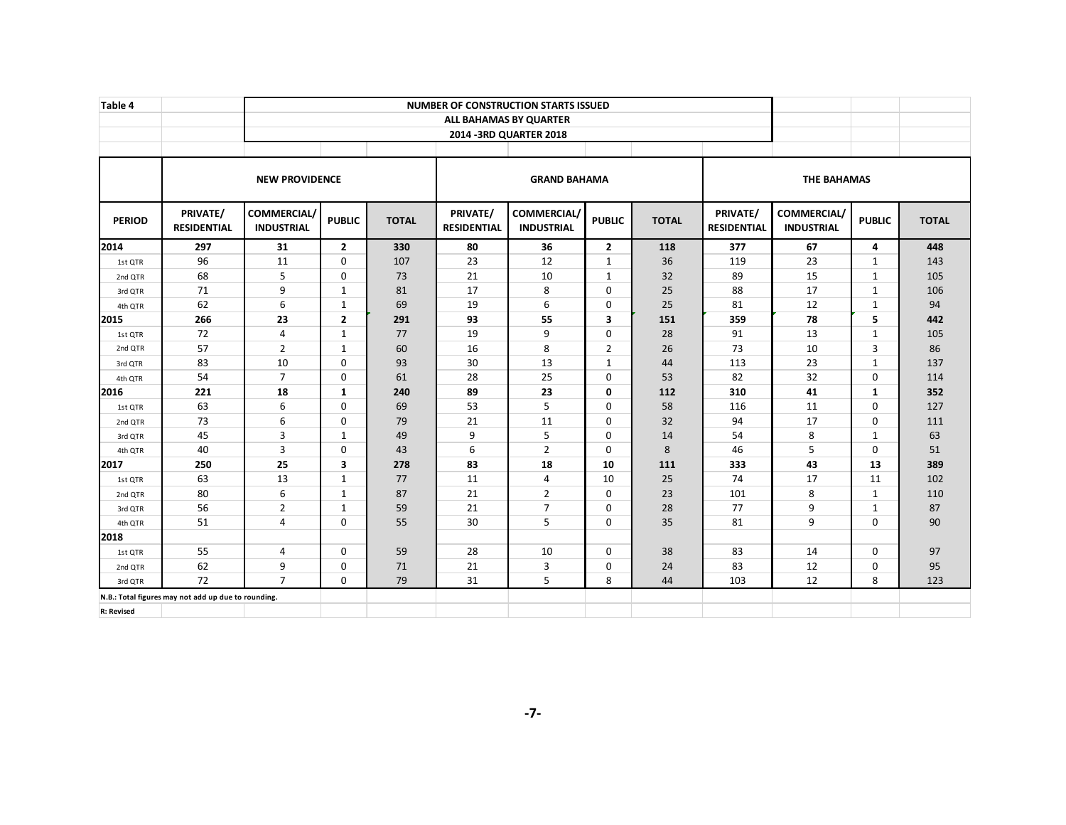Table 4

**NUMBER OF CONSTRUCTION STARTS ISSUED**
**ALL BAHAMAS BY QUARTER**
**2014 -3RD QUARTER 2018**

| | NEW PROVIDENCE | | | | GRAND BAHAMA | | | | THE BAHAMAS | | | |
|---|---|---|---|---|---|---|---|---|---|---|---|---|
| **PERIOD** | **PRIVATE/ RESIDENTIAL** | **COMMERCIAL/ INDUSTRIAL** | **PUBLIC** | **TOTAL** | **PRIVATE/ RESIDENTIAL** | **COMMERCIAL/ INDUSTRIAL** | **PUBLIC** | **TOTAL** | **PRIVATE/ RESIDENTIAL** | **COMMERCIAL/ INDUSTRIAL** | **PUBLIC** | **TOTAL** |
| **2014** | **297** | **31** | **2** | **330** | **80** | **36** | **2** | **118** | **377** | **67** | **4** | **448** |
| 1st QTR | 96 | 11 | 0 | 107 | 23 | 12 | 1 | 36 | 119 | 23 | 1 | 143 |
| 2nd QTR | 68 | 5 | 0 | 73 | 21 | 10 | 1 | 32 | 89 | 15 | 1 | 105 |
| 3rd QTR | 71 | 9 | 1 | 81 | 17 | 8 | 0 | 25 | 88 | 17 | 1 | 106 |
| 4th QTR | 62 | 6 | 1 | 69 | 19 | 6 | 0 | 25 | 81 | 12 | 1 | 94 |
| **2015** | **266** | **23** | **2** | **291** | **93** | **55** | **3** | **151** | **359** | **78** | **5** | **442** |
| 1st QTR | 72 | 4 | 1 | 77 | 19 | 9 | 0 | 28 | 91 | 13 | 1 | 105 |
| 2nd QTR | 57 | 2 | 1 | 60 | 16 | 8 | 2 | 26 | 73 | 10 | 3 | 86 |
| 3rd QTR | 83 | 10 | 0 | 93 | 30 | 13 | 1 | 44 | 113 | 23 | 1 | 137 |
| 4th QTR | 54 | 7 | 0 | 61 | 28 | 25 | 0 | 53 | 82 | 32 | 0 | 114 |
| **2016** | **221** | **18** | **1** | **240** | **89** | **23** | **0** | **112** | **310** | **41** | **1** | **352** |
| 1st QTR | 63 | 6 | 0 | 69 | 53 | 5 | 0 | 58 | 116 | 11 | 0 | 127 |
| 2nd QTR | 73 | 6 | 0 | 79 | 21 | 11 | 0 | 32 | 94 | 17 | 0 | 111 |
| 3rd QTR | 45 | 3 | 1 | 49 | 9 | 5 | 0 | 14 | 54 | 8 | 1 | 63 |
| 4th QTR | 40 | 3 | 0 | 43 | 6 | 2 | 0 | 8 | 46 | 5 | 0 | 51 |
| **2017** | **250** | **25** | **3** | **278** | **83** | **18** | **10** | **111** | **333** | **43** | **13** | **389** |
| 1st QTR | 63 | 13 | 1 | 77 | 11 | 4 | 10 | 25 | 74 | 17 | 11 | 102 |
| 2nd QTR | 80 | 6 | 1 | 87 | 21 | 2 | 0 | 23 | 101 | 8 | 1 | 110 |
| 3rd QTR | 56 | 2 | 1 | 59 | 21 | 7 | 0 | 28 | 77 | 9 | 1 | 87 |
| 4th QTR | 51 | 4 | 0 | 55 | 30 | 5 | 0 | 35 | 81 | 9 | 0 | 90 |
| **2018** | | | | | | | | | | | | |
| 1st QTR | 55 | 4 | 0 | 59 | 28 | 10 | 0 | 38 | 83 | 14 | 0 | 97 |
| 2nd QTR | 62 | 9 | 0 | 71 | 21 | 3 | 0 | 24 | 83 | 12 | 0 | 95 |
| 3rd QTR | 72 | 7 | 0 | 79 | 31 | 5 | 8 | 44 | 103 | 12 | 8 | 123 |

**N.B.: Total figures may not add up due to rounding.**

**R: Revised**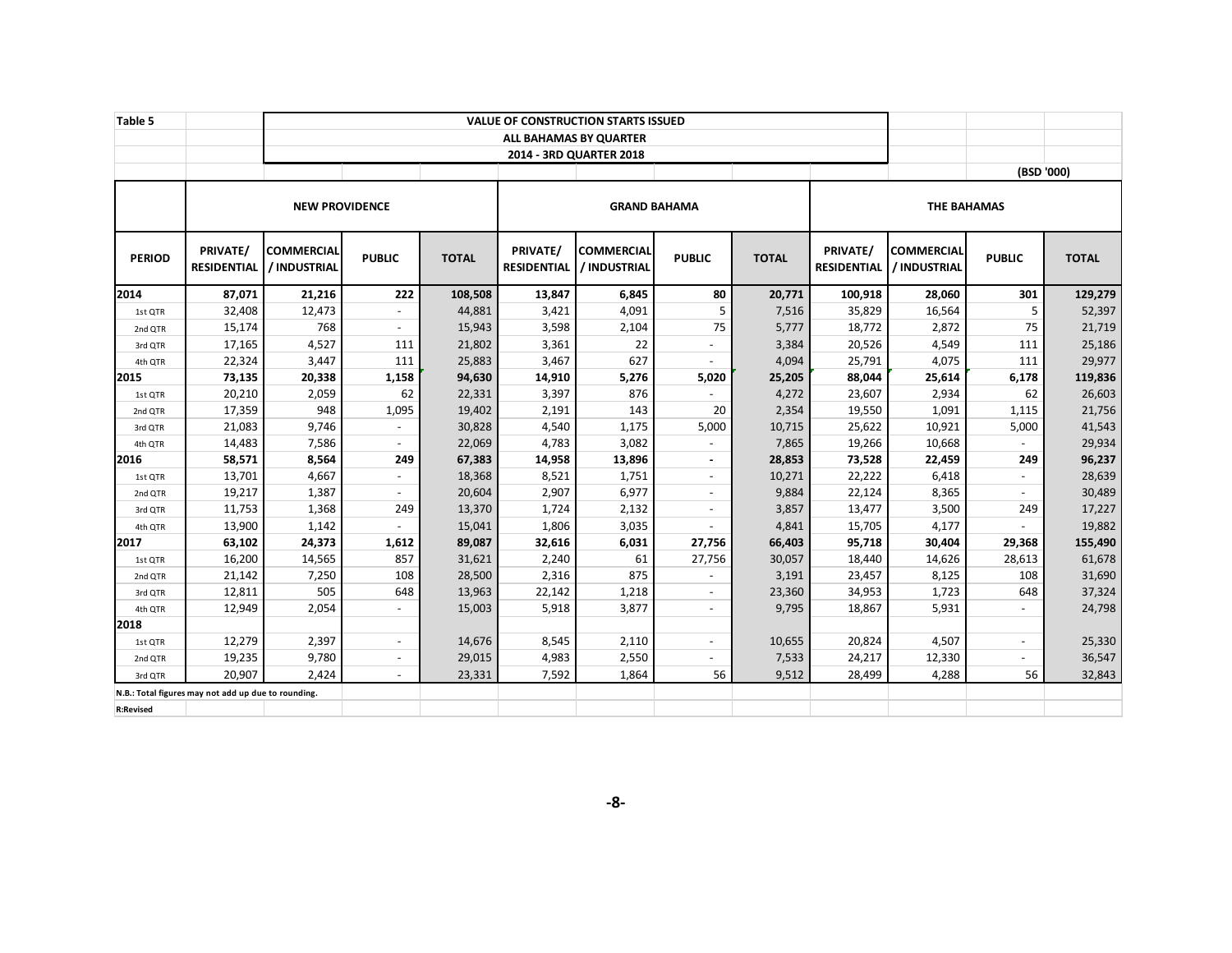Table 5

**VALUE OF CONSTRUCTION STARTS ISSUED**
**ALL BAHAMAS BY QUARTER**
**2014 - 3RD QUARTER 2018**

(BSD '000)

| | NEW PROVIDENCE | | | | GRAND BAHAMA | | | | THE BAHAMAS | | | |
|---|---|---|---|---|---|---|---|---|---|---|---|---|
| **PERIOD** | **PRIVATE/ RESIDENTIAL** | **COMMERCIAL / INDUSTRIAL** | **PUBLIC** | **TOTAL** | **PRIVATE/ RESIDENTIAL** | **COMMERCIAL / INDUSTRIAL** | **PUBLIC** | **TOTAL** | **PRIVATE/ RESIDENTIAL** | **COMMERCIAL / INDUSTRIAL** | **PUBLIC** | **TOTAL** |
| **2014** | **87,071** | **21,216** | **222** | **108,508** | **13,847** | **6,845** | **80** | **20,771** | **100,918** | **28,060** | **301** | **129,279** |
| 1st QTR | 32,408 | 12,473 | - | 44,881 | 3,421 | 4,091 | 5 | 7,516 | 35,829 | 16,564 | 5 | 52,397 |
| 2nd QTR | 15,174 | 768 | - | 15,943 | 3,598 | 2,104 | 75 | 5,777 | 18,772 | 2,872 | 75 | 21,719 |
| 3rd QTR | 17,165 | 4,527 | 111 | 21,802 | 3,361 | 22 | - | 3,384 | 20,526 | 4,549 | 111 | 25,186 |
| 4th QTR | 22,324 | 3,447 | 111 | 25,883 | 3,467 | 627 | - | 4,094 | 25,791 | 4,075 | 111 | 29,977 |
| **2015** | **73,135** | **20,338** | **1,158** | **94,630** | **14,910** | **5,276** | **5,020** | **25,205** | **88,044** | **25,614** | **6,178** | **119,836** |
| 1st QTR | 20,210 | 2,059 | 62 | 22,331 | 3,397 | 876 | - | 4,272 | 23,607 | 2,934 | 62 | 26,603 |
| 2nd QTR | 17,359 | 948 | 1,095 | 19,402 | 2,191 | 143 | 20 | 2,354 | 19,550 | 1,091 | 1,115 | 21,756 |
| 3rd QTR | 21,083 | 9,746 | - | 30,828 | 4,540 | 1,175 | 5,000 | 10,715 | 25,622 | 10,921 | 5,000 | 41,543 |
| 4th QTR | 14,483 | 7,586 | - | 22,069 | 4,783 | 3,082 | - | 7,865 | 19,266 | 10,668 | - | 29,934 |
| **2016** | **58,571** | **8,564** | **249** | **67,383** | **14,958** | **13,896** | **-** | **28,853** | **73,528** | **22,459** | **249** | **96,237** |
| 1st QTR | 13,701 | 4,667 | - | 18,368 | 8,521 | 1,751 | - | 10,271 | 22,222 | 6,418 | - | 28,639 |
| 2nd QTR | 19,217 | 1,387 | - | 20,604 | 2,907 | 6,977 | - | 9,884 | 22,124 | 8,365 | - | 30,489 |
| 3rd QTR | 11,753 | 1,368 | 249 | 13,370 | 1,724 | 2,132 | - | 3,857 | 13,477 | 3,500 | 249 | 17,227 |
| 4th QTR | 13,900 | 1,142 | - | 15,041 | 1,806 | 3,035 | - | 4,841 | 15,705 | 4,177 | - | 19,882 |
| **2017** | **63,102** | **24,373** | **1,612** | **89,087** | **32,616** | **6,031** | **27,756** | **66,403** | **95,718** | **30,404** | **29,368** | **155,490** |
| 1st QTR | 16,200 | 14,565 | 857 | 31,621 | 2,240 | 61 | 27,756 | 30,057 | 18,440 | 14,626 | 28,613 | 61,678 |
| 2nd QTR | 21,142 | 7,250 | 108 | 28,500 | 2,316 | 875 | - | 3,191 | 23,457 | 8,125 | 108 | 31,690 |
| 3rd QTR | 12,811 | 505 | 648 | 13,963 | 22,142 | 1,218 | - | 23,360 | 34,953 | 1,723 | 648 | 37,324 |
| 4th QTR | 12,949 | 2,054 | - | 15,003 | 5,918 | 3,877 | - | 9,795 | 18,867 | 5,931 | - | 24,798 |
| **2018** | | | | | | | | | | | | |
| 1st QTR | 12,279 | 2,397 | - | 14,676 | 8,545 | 2,110 | - | 10,655 | 20,824 | 4,507 | - | 25,330 |
| 2nd QTR | 19,235 | 9,780 | - | 29,015 | 4,983 | 2,550 | - | 7,533 | 24,217 | 12,330 | - | 36,547 |
| 3rd QTR | 20,907 | 2,424 | - | 23,331 | 7,592 | 1,864 | 56 | 9,512 | 28,499 | 4,288 | 56 | 32,843 |

N.B.: Total figures may not add up due to rounding.

R:Revised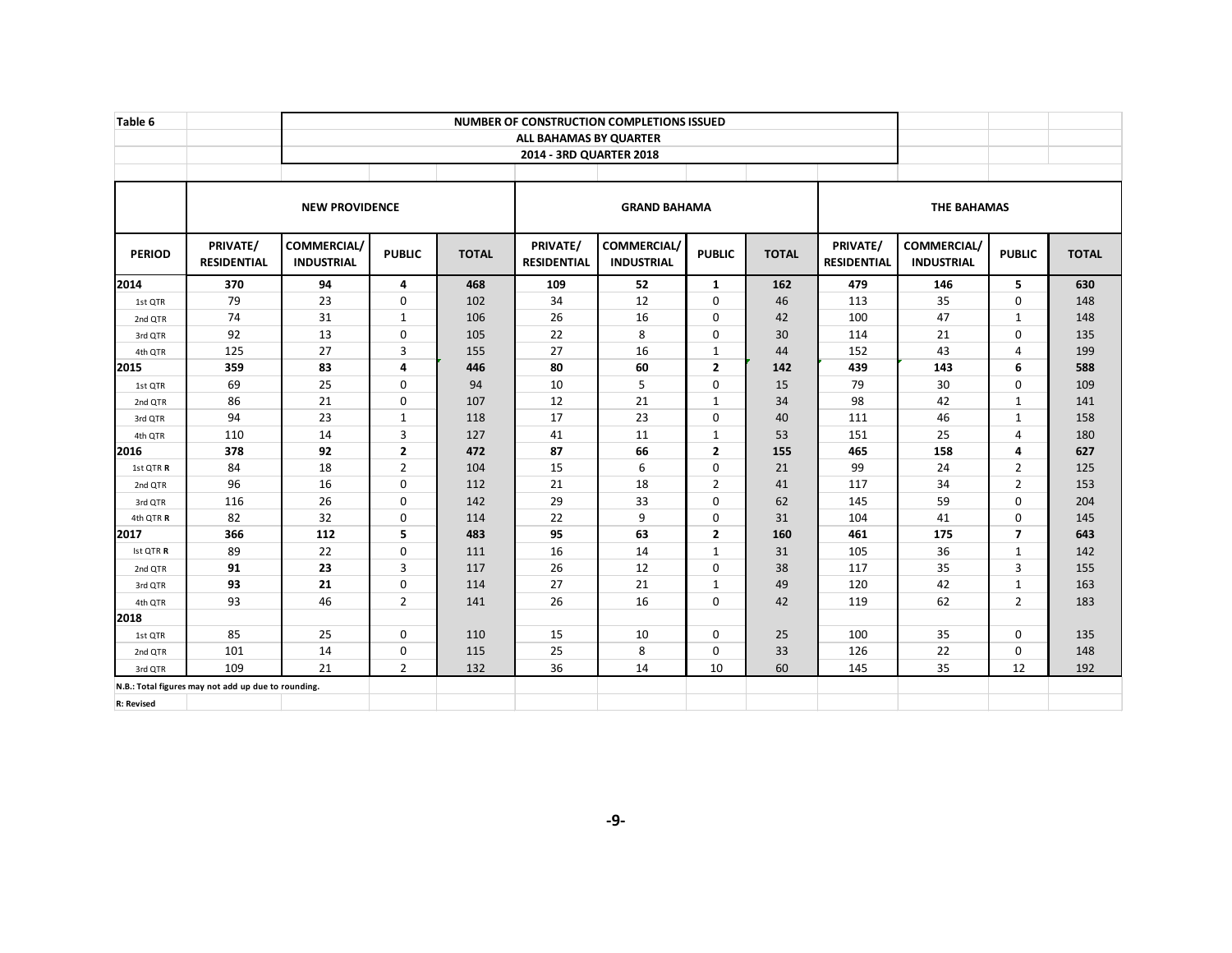Table 6

**NUMBER OF CONSTRUCTION COMPLETIONS ISSUED**
**ALL BAHAMAS BY QUARTER**
**2014 - 3RD QUARTER 2018**

| | NEW PROVIDENCE | | | | GRAND BAHAMA | | | | THE BAHAMAS | | | |
|---|---|---|---|---|---|---|---|---|---|---|---|---|
| **PERIOD** | **PRIVATE/ RESIDENTIAL** | **COMMERCIAL/ INDUSTRIAL** | **PUBLIC** | **TOTAL** | **PRIVATE/ RESIDENTIAL** | **COMMERCIAL/ INDUSTRIAL** | **PUBLIC** | **TOTAL** | **PRIVATE/ RESIDENTIAL** | **COMMERCIAL/ INDUSTRIAL** | **PUBLIC** | **TOTAL** |
| **2014** | **370** | **94** | **4** | **468** | **109** | **52** | **1** | **162** | **479** | **146** | **5** | **630** |
| 1st QTR | 79 | 23 | 0 | 102 | 34 | 12 | 0 | 46 | 113 | 35 | 0 | 148 |
| 2nd QTR | 74 | 31 | 1 | 106 | 26 | 16 | 0 | 42 | 100 | 47 | 1 | 148 |
| 3rd QTR | 92 | 13 | 0 | 105 | 22 | 8 | 0 | 30 | 114 | 21 | 0 | 135 |
| 4th QTR | 125 | 27 | 3 | 155 | 27 | 16 | 1 | 44 | 152 | 43 | 4 | 199 |
| **2015** | **359** | **83** | **4** | **446** | **80** | **60** | **2** | **142** | **439** | **143** | **6** | **588** |
| 1st QTR | 69 | 25 | 0 | 94 | 10 | 5 | 0 | 15 | 79 | 30 | 0 | 109 |
| 2nd QTR | 86 | 21 | 0 | 107 | 12 | 21 | 1 | 34 | 98 | 42 | 1 | 141 |
| 3rd QTR | 94 | 23 | 1 | 118 | 17 | 23 | 0 | 40 | 111 | 46 | 1 | 158 |
| 4th QTR | 110 | 14 | 3 | 127 | 41 | 11 | 1 | 53 | 151 | 25 | 4 | 180 |
| **2016** | **378** | **92** | **2** | **472** | **87** | **66** | **2** | **155** | **465** | **158** | **4** | **627** |
| 1st QTR **R** | 84 | 18 | 2 | 104 | 15 | 6 | 0 | 21 | 99 | 24 | 2 | 125 |
| 2nd QTR | 96 | 16 | 0 | 112 | 21 | 18 | 2 | 41 | 117 | 34 | 2 | 153 |
| 3rd QTR | 116 | 26 | 0 | 142 | 29 | 33 | 0 | 62 | 145 | 59 | 0 | 204 |
| 4th QTR **R** | 82 | 32 | 0 | 114 | 22 | 9 | 0 | 31 | 104 | 41 | 0 | 145 |
| **2017** | **366** | **112** | **5** | **483** | **95** | **63** | **2** | **160** | **461** | **175** | **7** | **643** |
| Ist QTR **R** | 89 | 22 | 0 | 111 | 16 | 14 | 1 | 31 | 105 | 36 | 1 | 142 |
| 2nd QTR | **91** | **23** | 3 | 117 | 26 | 12 | 0 | 38 | 117 | 35 | 3 | 155 |
| 3rd QTR | **93** | **21** | 0 | 114 | 27 | 21 | 1 | 49 | 120 | 42 | 1 | 163 |
| 4th QTR | 93 | 46 | 2 | 141 | 26 | 16 | 0 | 42 | 119 | 62 | 2 | 183 |
| **2018** | | | | | | | | | | | | |
| 1st QTR | 85 | 25 | 0 | 110 | 15 | 10 | 0 | 25 | 100 | 35 | 0 | 135 |
| 2nd QTR | 101 | 14 | 0 | 115 | 25 | 8 | 0 | 33 | 126 | 22 | 0 | 148 |
| 3rd QTR | 109 | 21 | 2 | 132 | 36 | 14 | 10 | 60 | 145 | 35 | 12 | 192 |

**N.B.: Total figures may not add up due to rounding.**

**R: Revised**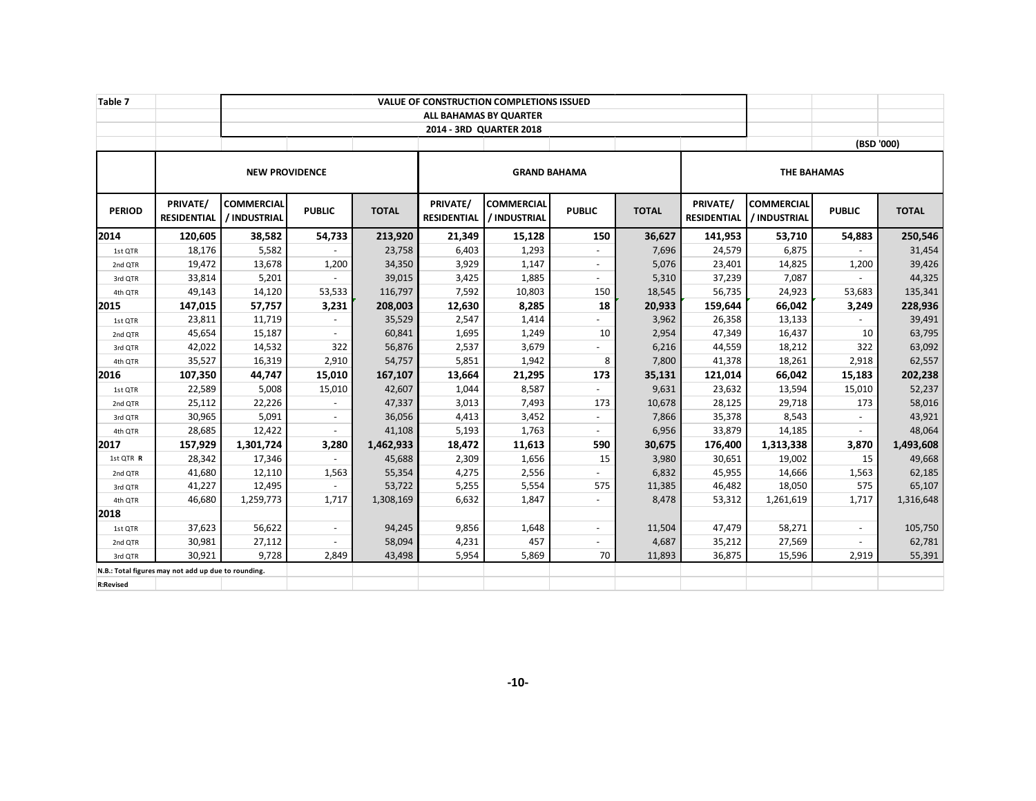Table 7

| | VALUE OF CONSTRUCTION COMPLETIONS ISSUED<br>ALL BAHAMAS BY QUARTER<br>2014 - 3RD QUARTER 2018 | | | | | | | | | | | (BSD '000) |
|---|---|---|---|---|---|---|---|---|---|---|---|---|
| | NEW PROVIDENCE | | | | GRAND BAHAMA | | | | THE BAHAMAS | | | |
| PERIOD | PRIVATE/ RESIDENTIAL | COMMERCIAL / INDUSTRIAL | PUBLIC | TOTAL | PRIVATE/ RESIDENTIAL | COMMERCIAL / INDUSTRIAL | PUBLIC | TOTAL | PRIVATE/ RESIDENTIAL | COMMERCIAL / INDUSTRIAL | PUBLIC | TOTAL |
| **2014** | **120,605** | **38,582** | **54,733** | **213,920** | **21,349** | **15,128** | **150** | **36,627** | **141,953** | **53,710** | **54,883** | **250,546** |
| 1st QTR | 18,176 | 5,582 | - | 23,758 | 6,403 | 1,293 | - | 7,696 | 24,579 | 6,875 | - | 31,454 |
| 2nd QTR | 19,472 | 13,678 | 1,200 | 34,350 | 3,929 | 1,147 | - | 5,076 | 23,401 | 14,825 | 1,200 | 39,426 |
| 3rd QTR | 33,814 | 5,201 | - | 39,015 | 3,425 | 1,885 | - | 5,310 | 37,239 | 7,087 | - | 44,325 |
| 4th QTR | 49,143 | 14,120 | 53,533 | 116,797 | 7,592 | 10,803 | 150 | 18,545 | 56,735 | 24,923 | 53,683 | 135,341 |
| **2015** | **147,015** | **57,757** | **3,231** | **208,003** | **12,630** | **8,285** | **18** | **20,933** | **159,644** | **66,042** | **3,249** | **228,936** |
| 1st QTR | 23,811 | 11,719 | - | 35,529 | 2,547 | 1,414 | - | 3,962 | 26,358 | 13,133 | - | 39,491 |
| 2nd QTR | 45,654 | 15,187 | - | 60,841 | 1,695 | 1,249 | 10 | 2,954 | 47,349 | 16,437 | 10 | 63,795 |
| 3rd QTR | 42,022 | 14,532 | 322 | 56,876 | 2,537 | 3,679 | - | 6,216 | 44,559 | 18,212 | 322 | 63,092 |
| 4th QTR | 35,527 | 16,319 | 2,910 | 54,757 | 5,851 | 1,942 | 8 | 7,800 | 41,378 | 18,261 | 2,918 | 62,557 |
| **2016** | **107,350** | **44,747** | **15,010** | **167,107** | **13,664** | **21,295** | **173** | **35,131** | **121,014** | **66,042** | **15,183** | **202,238** |
| 1st QTR | 22,589 | 5,008 | 15,010 | 42,607 | 1,044 | 8,587 | - | 9,631 | 23,632 | 13,594 | 15,010 | 52,237 |
| 2nd QTR | 25,112 | 22,226 | - | 47,337 | 3,013 | 7,493 | 173 | 10,678 | 28,125 | 29,718 | 173 | 58,016 |
| 3rd QTR | 30,965 | 5,091 | - | 36,056 | 4,413 | 3,452 | - | 7,866 | 35,378 | 8,543 | - | 43,921 |
| 4th QTR | 28,685 | 12,422 | - | 41,108 | 5,193 | 1,763 | - | 6,956 | 33,879 | 14,185 | - | 48,064 |
| **2017** | **157,929** | **1,301,724** | **3,280** | **1,462,933** | **18,472** | **11,613** | **590** | **30,675** | **176,400** | **1,313,338** | **3,870** | **1,493,608** |
| 1st QTR **R** | 28,342 | 17,346 | - | 45,688 | 2,309 | 1,656 | 15 | 3,980 | 30,651 | 19,002 | 15 | 49,668 |
| 2nd QTR | 41,680 | 12,110 | 1,563 | 55,354 | 4,275 | 2,556 | - | 6,832 | 45,955 | 14,666 | 1,563 | 62,185 |
| 3rd QTR | 41,227 | 12,495 | - | 53,722 | 5,255 | 5,554 | 575 | 11,385 | 46,482 | 18,050 | 575 | 65,107 |
| 4th QTR | 46,680 | 1,259,773 | 1,717 | 1,308,169 | 6,632 | 1,847 | - | 8,478 | 53,312 | 1,261,619 | 1,717 | 1,316,648 |
| **2018** | | | | | | | | | | | | |
| 1st QTR | 37,623 | 56,622 | - | 94,245 | 9,856 | 1,648 | - | 11,504 | 47,479 | 58,271 | - | 105,750 |
| 2nd QTR | 30,981 | 27,112 | - | 58,094 | 4,231 | 457 | - | 4,687 | 35,212 | 27,569 | - | 62,781 |
| 3rd QTR | 30,921 | 9,728 | 2,849 | 43,498 | 5,954 | 5,869 | 70 | 11,893 | 36,875 | 15,596 | 2,919 | 55,391 |

N.B.: Total figures may not add up due to rounding.

R:Revised